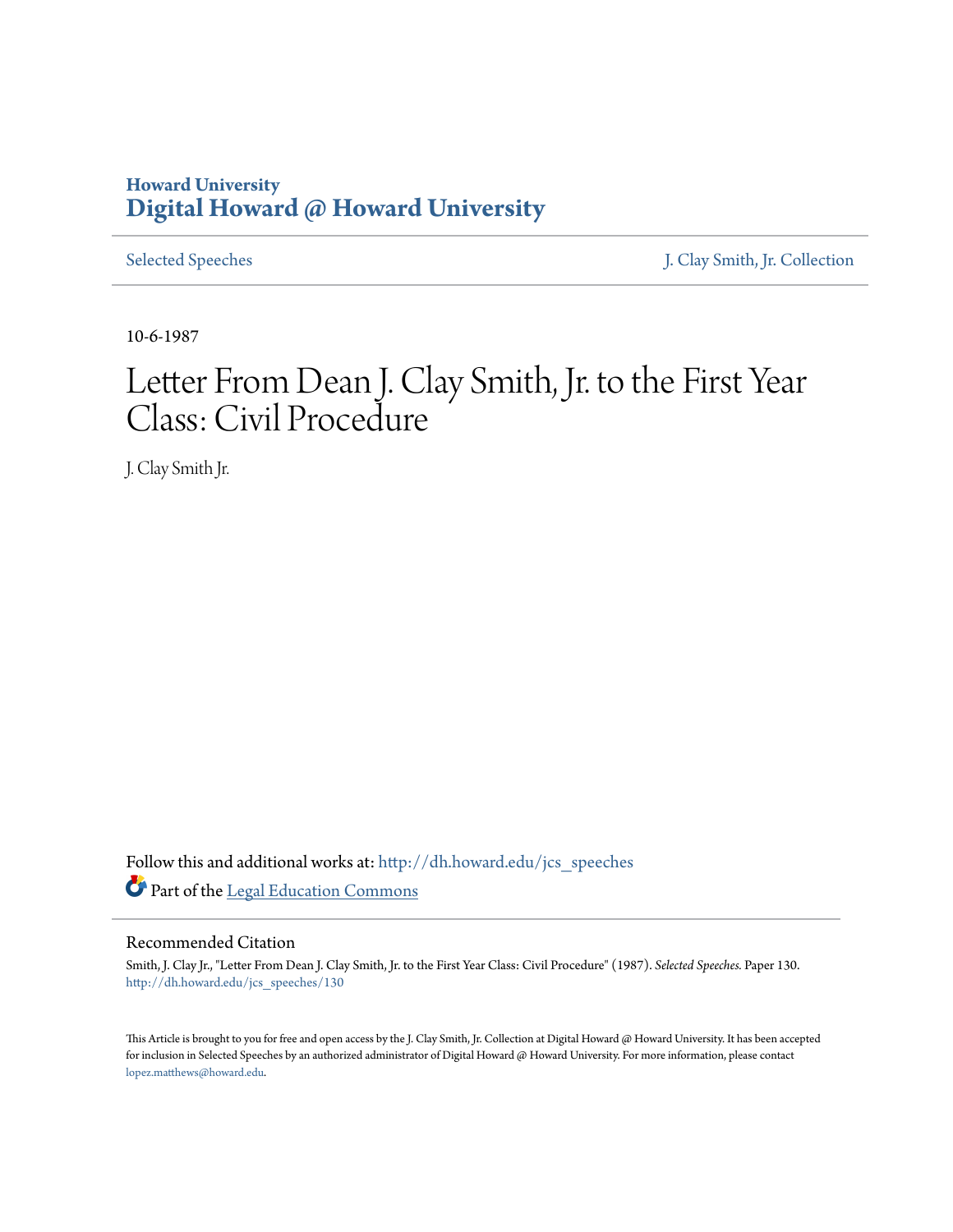Howard University
# Digital Howard @ Howard University

Selected Speeches | J. Clay Smith, Jr. Collection

10-6-1987

# Letter From Dean J. Clay Smith, Jr. to the First Year Class: Civil Procedure

J. Clay Smith Jr.

Follow this and additional works at: http://dh.howard.edu/jcs_speeches

Part of the Legal Education Commons

## Recommended Citation

Smith, J. Clay Jr., "Letter From Dean J. Clay Smith, Jr. to the First Year Class: Civil Procedure" (1987). *Selected Speeches.* Paper 130.
http://dh.howard.edu/jcs_speeches/130

This Article is brought to you for free and open access by the J. Clay Smith, Jr. Collection at Digital Howard @ Howard University. It has been accepted for inclusion in Selected Speeches by an authorized administrator of Digital Howard @ Howard University. For more information, please contact lopez.matthews@howard.edu.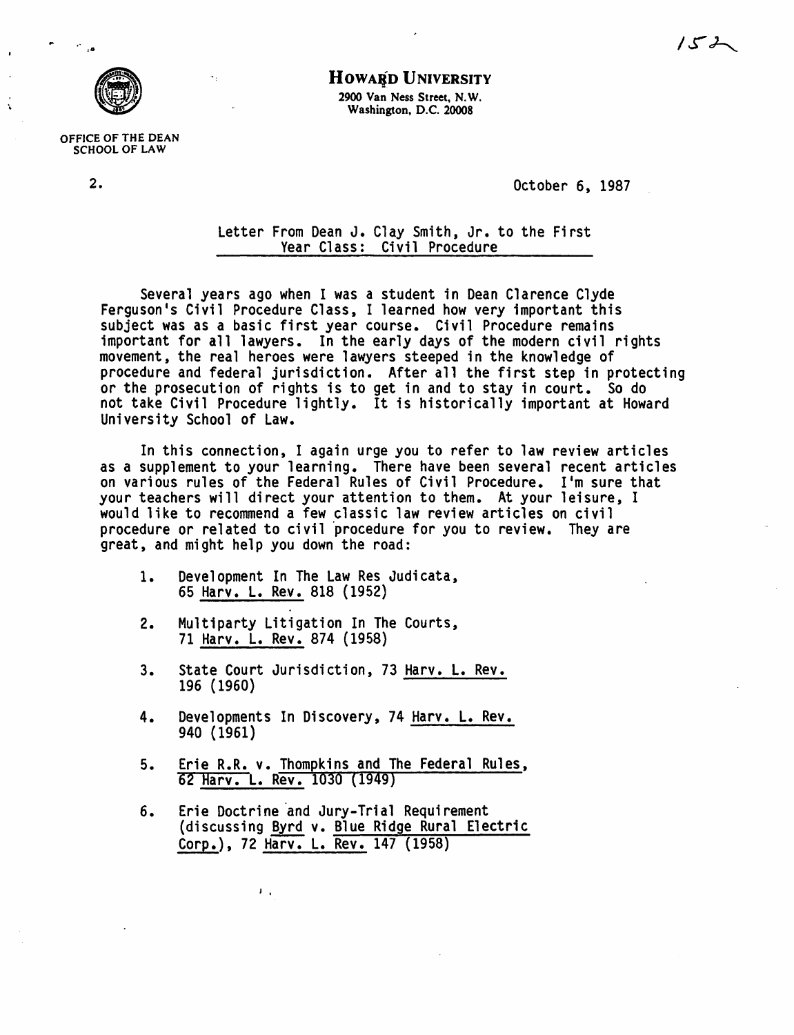**Howard University**
2900 Van Ness Street, N.W.
Washington, D.C. 20008

OFFICE OF THE DEAN
SCHOOL OF LAW

2. October 6, 1987

Letter From Dean J. Clay Smith, Jr. to the First Year Class: Civil Procedure

Several years ago when I was a student in Dean Clarence Clyde Ferguson's Civil Procedure Class, I learned how very important this subject was as a basic first year course. Civil Procedure remains important for all lawyers. In the early days of the modern civil rights movement, the real heroes were lawyers steeped in the knowledge of procedure and federal jurisdiction. After all the first step in protecting or the prosecution of rights is to get in and to stay in court. So do not take Civil Procedure lightly. It is historically important at Howard University School of Law.

In this connection, I again urge you to refer to law review articles as a supplement to your learning. There have been several recent articles on various rules of the Federal Rules of Civil Procedure. I'm sure that your teachers will direct your attention to them. At your leisure, I would like to recommend a few classic law review articles on civil procedure or related to civil procedure for you to review. They are great, and might help you down the road:

1. Development In The Law Res Judicata, 65 Harv. L. Rev. 818 (1952)

2. Multiparty Litigation In The Courts, 71 Harv. L. Rev. 874 (1958)

3. State Court Jurisdiction, 73 Harv. L. Rev. 196 (1960)

4. Developments In Discovery, 74 Harv. L. Rev. 940 (1961)

5. Erie R.R. v. Thompkins and The Federal Rules, 62 Harv. L. Rev. 1030 (1949)

6. Erie Doctrine and Jury-Trial Requirement (discussing Byrd v. Blue Ridge Rural Electric Corp.), 72 Harv. L. Rev. 147 (1958)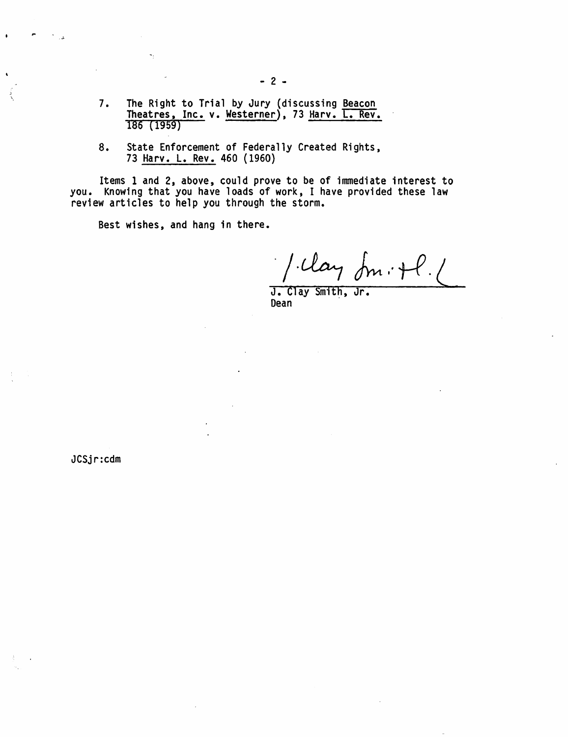7. The Right to Trial by Jury (discussing Beacon Theatres, Inc. v. Westerner), 73 Harv. L. Rev. 186 (1959)

8. State Enforcement of Federally Created Rights, 73 Harv. L. Rev. 460 (1960)

Items 1 and 2, above, could prove to be of immediate interest to you. Knowing that you have loads of work, I have provided these law review articles to help you through the storm.

Best wishes, and hang in there.

J. Clay Smith, Jr.
Dean

JCSjr:cdm